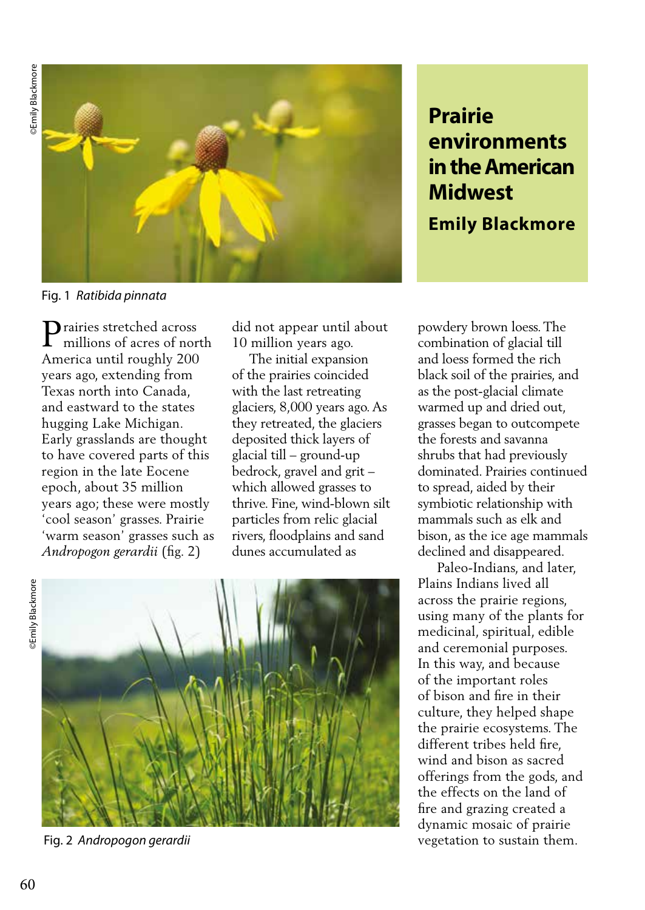# Prairie environments in the American Midwest

**Emily Blackmore**

©Emily Blackmore

Fig. 1 *Ratibida pinnata*

Prairies stretched across millions of acres of north America until roughly 200 years ago, extending from Texas north into Canada, and eastward to the states hugging Lake Michigan. Early grasslands are thought to have covered parts of this region in the late Eocene epoch, about 35 million years ago; these were mostly 'cool season' grasses. Prairie 'warm season' grasses such as *Andropogon gerardii* (fig. 2) did not appear until about 10 million years ago.

The initial expansion of the prairies coincided with the last retreating glaciers, 8,000 years ago. As they retreated, the glaciers deposited thick layers of glacial till – ground-up bedrock, gravel and grit – which allowed grasses to thrive. Fine, wind-blown silt particles from relic glacial rivers, floodplains and sand dunes accumulated as powdery brown loess. The combination of glacial till and loess formed the rich black soil of the prairies, and as the post-glacial climate warmed up and dried out, grasses began to outcompete the forests and savanna shrubs that had previously dominated. Prairies continued to spread, aided by their symbiotic relationship with mammals such as elk and bison, as the ice age mammals declined and disappeared.

Paleo-Indians, and later, Plains Indians lived all across the prairie regions, using many of the plants for medicinal, spiritual, edible and ceremonial purposes. In this way, and because of the important roles of bison and fire in their culture, they helped shape the prairie ecosystems. The different tribes held fire, wind and bison as sacred offerings from the gods, and the effects on the land of fire and grazing created a dynamic mosaic of prairie vegetation to sustain them.

©Emily Blackmore

Fig. 2 *Andropogon gerardii*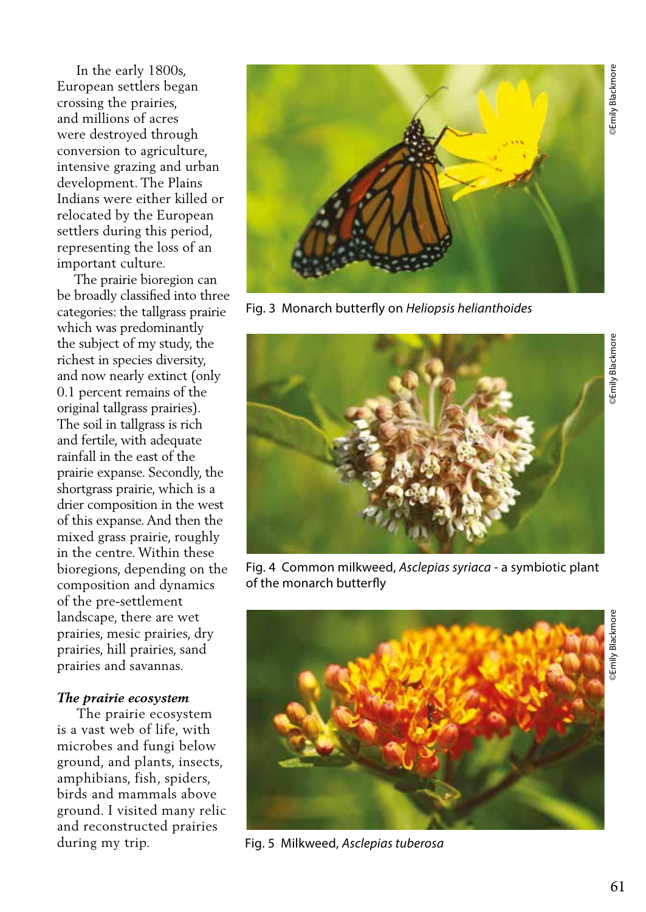In the early 1800s, European settlers began crossing the prairies, and millions of acres were destroyed through conversion to agriculture, intensive grazing and urban development. The Plains Indians were either killed or relocated by the European settlers during this period, representing the loss of an important culture.

The prairie bioregion can be broadly classified into three categories: the tallgrass prairie which was predominantly the subject of my study, the richest in species diversity, and now nearly extinct (only 0.1 percent remains of the original tallgrass prairies). The soil in tallgrass is rich and fertile, with adequate rainfall in the east of the prairie expanse. Secondly, the shortgrass prairie, which is a drier composition in the west of this expanse. And then the mixed grass prairie, roughly in the centre. Within these bioregions, depending on the composition and dynamics of the pre-settlement landscape, there are wet prairies, mesic prairies, dry prairies, hill prairies, sand prairies and savannas.

### *The prairie ecosystem*

The prairie ecosystem is a vast web of life, with microbes and fungi below ground, and plants, insects, amphibians, fish, spiders, birds and mammals above ground. I visited many relic and reconstructed prairies during my trip.

©Emily Blackmore

Fig. 3 Monarch butterfly on *Heliopsis helianthoides*

©Emily Blackmore

Fig. 4 Common milkweed, *Asclepias syriaca* - a symbiotic plant of the monarch butterfly

©Emily Blackmore

Fig. 5 Milkweed, *Asclepias tuberosa*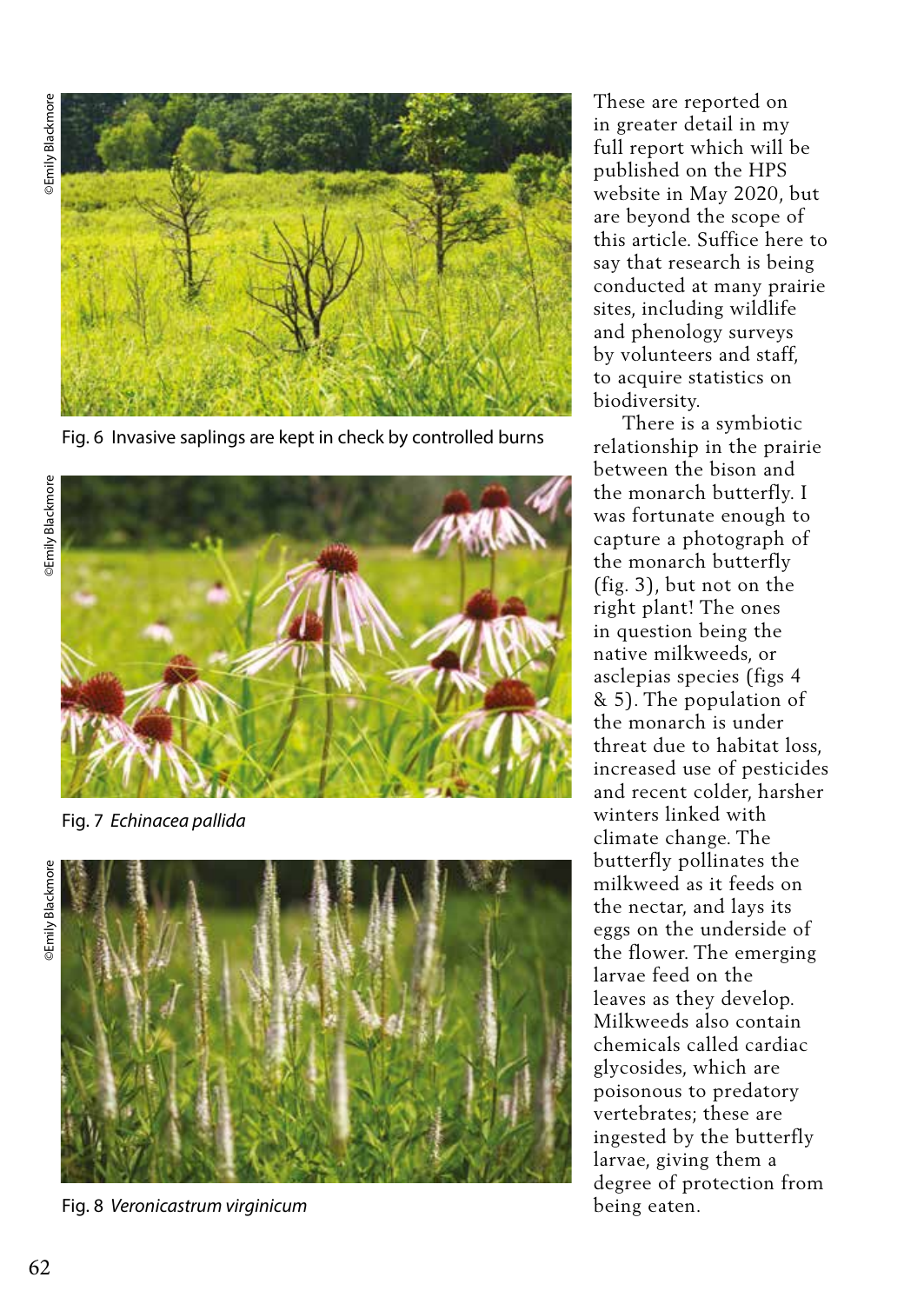Fig. 6 Invasive saplings are kept in check by controlled burns

Fig. 7 *Echinacea pallida*

Fig. 8 *Veronicastrum virginicum*

These are reported on in greater detail in my full report which will be published on the HPS website in May 2020, but are beyond the scope of this article. Suffice here to say that research is being conducted at many prairie sites, including wildlife and phenology surveys by volunteers and staff, to acquire statistics on biodiversity.

There is a symbiotic relationship in the prairie between the bison and the monarch butterfly. I was fortunate enough to capture a photograph of the monarch butterfly (fig. 3), but not on the right plant! The ones in question being the native milkweeds, or asclepias species (figs 4 & 5). The population of the monarch is under threat due to habitat loss, increased use of pesticides and recent colder, harsher winters linked with climate change. The butterfly pollinates the milkweed as it feeds on the nectar, and lays its eggs on the underside of the flower. The emerging larvae feed on the leaves as they develop. Milkweeds also contain chemicals called cardiac glycosides, which are poisonous to predatory vertebrates; these are ingested by the butterfly larvae, giving them a degree of protection from being eaten.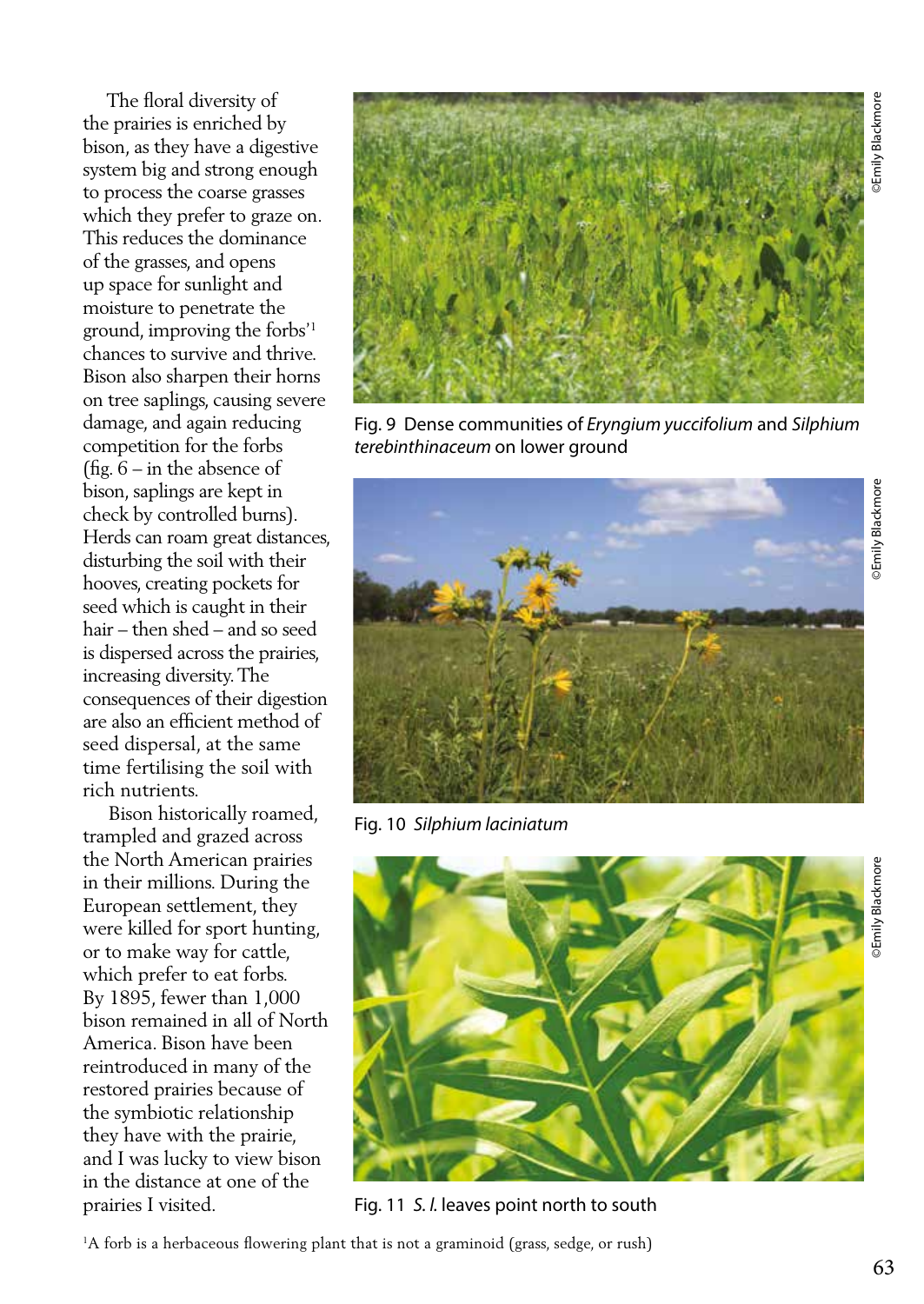The floral diversity of the prairies is enriched by bison, as they have a digestive system big and strong enough to process the coarse grasses which they prefer to graze on. This reduces the dominance of the grasses, and opens up space for sunlight and moisture to penetrate the ground, improving the forbs'[1] chances to survive and thrive. Bison also sharpen their horns on tree saplings, causing severe damage, and again reducing competition for the forbs (fig. 6 – in the absence of bison, saplings are kept in check by controlled burns). Herds can roam great distances, disturbing the soil with their hooves, creating pockets for seed which is caught in their hair – then shed – and so seed is dispersed across the prairies, increasing diversity. The consequences of their digestion are also an efficient method of seed dispersal, at the same time fertilising the soil with rich nutrients.

Bison historically roamed, trampled and grazed across the North American prairies in their millions. During the European settlement, they were killed for sport hunting, or to make way for cattle, which prefer to eat forbs. By 1895, fewer than 1,000 bison remained in all of North America. Bison have been reintroduced in many of the restored prairies because of the symbiotic relationship they have with the prairie, and I was lucky to view bison in the distance at one of the prairies I visited.

Fig. 9 Dense communities of *Eryngium yuccifolium* and *Silphium terebinthinaceum* on lower ground

©Emily Blackmore

Fig. 10 *Silphium laciniatum*

©Emily Blackmore

Fig. 11 *S. l.* leaves point north to south

©Emily Blackmore

[1]A forb is a herbaceous flowering plant that is not a graminoid (grass, sedge, or rush)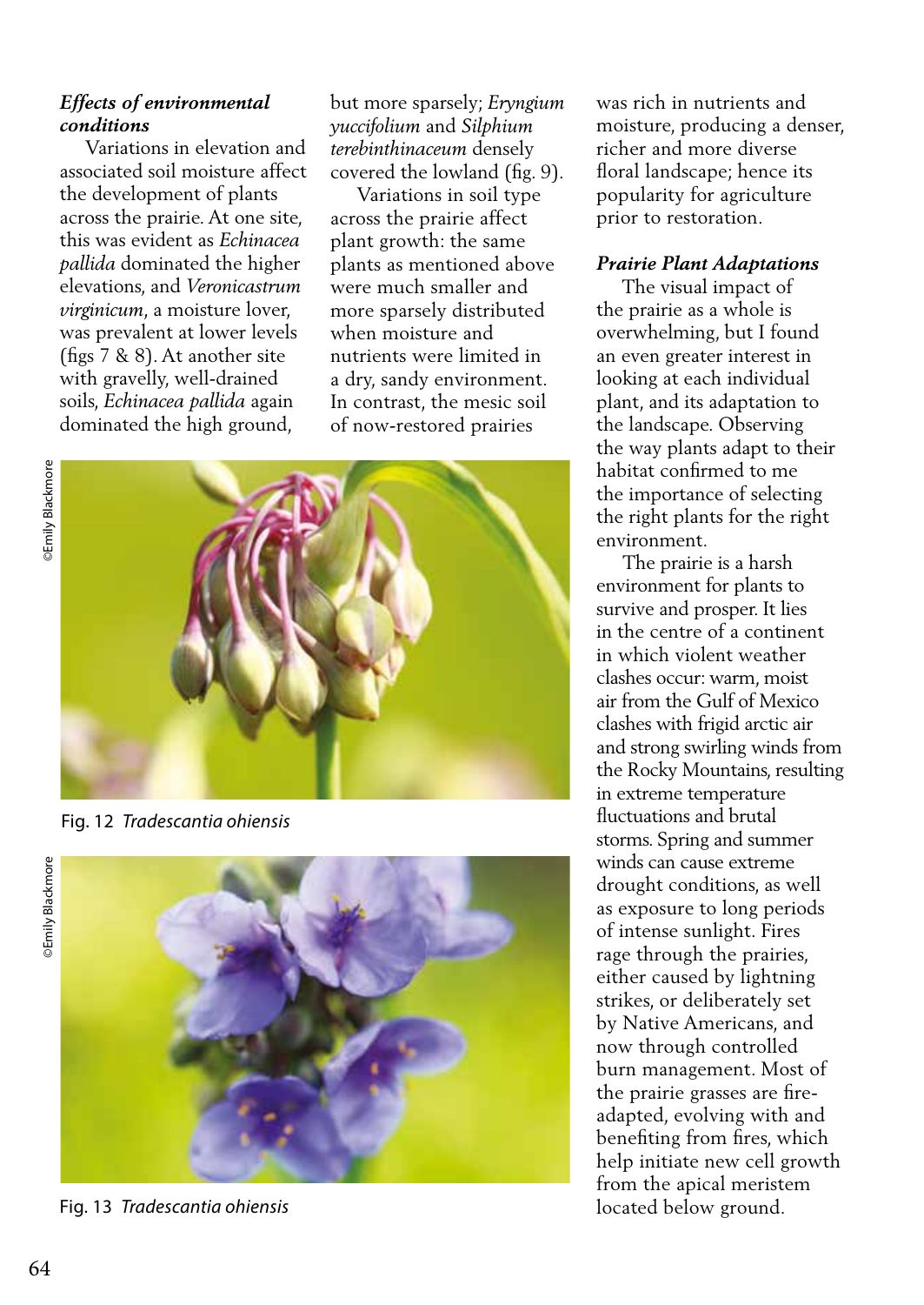### *Effects of environmental conditions*

Variations in elevation and associated soil moisture affect the development of plants across the prairie. At one site, this was evident as *Echinacea pallida* dominated the higher elevations, and *Veronicastrum virginicum*, a moisture lover, was prevalent at lower levels (figs 7 & 8). At another site with gravelly, well-drained soils, *Echinacea pallida* again dominated the high ground, but more sparsely; *Eryngium yuccifolium* and *Silphium terebinthinaceum* densely covered the lowland (fig. 9).

Variations in soil type across the prairie affect plant growth: the same plants as mentioned above were much smaller and more sparsely distributed when moisture and nutrients were limited in a dry, sandy environment. In contrast, the mesic soil of now-restored prairies was rich in nutrients and moisture, producing a denser, richer and more diverse floral landscape; hence its popularity for agriculture prior to restoration.

©Emily Blackmore

Fig. 12 *Tradescantia ohiensis*

©Emily Blackmore

Fig. 13 *Tradescantia ohiensis*

### *Prairie Plant Adaptations*

The visual impact of the prairie as a whole is overwhelming, but I found an even greater interest in looking at each individual plant, and its adaptation to the landscape. Observing the way plants adapt to their habitat confirmed to me the importance of selecting the right plants for the right environment.

The prairie is a harsh environment for plants to survive and prosper. It lies in the centre of a continent in which violent weather clashes occur: warm, moist air from the Gulf of Mexico clashes with frigid arctic air and strong swirling winds from the Rocky Mountains, resulting in extreme temperature fluctuations and brutal storms. Spring and summer winds can cause extreme drought conditions, as well as exposure to long periods of intense sunlight. Fires rage through the prairies, either caused by lightning strikes, or deliberately set by Native Americans, and now through controlled burn management. Most of the prairie grasses are fire-adapted, evolving with and benefiting from fires, which help initiate new cell growth from the apical meristem located below ground.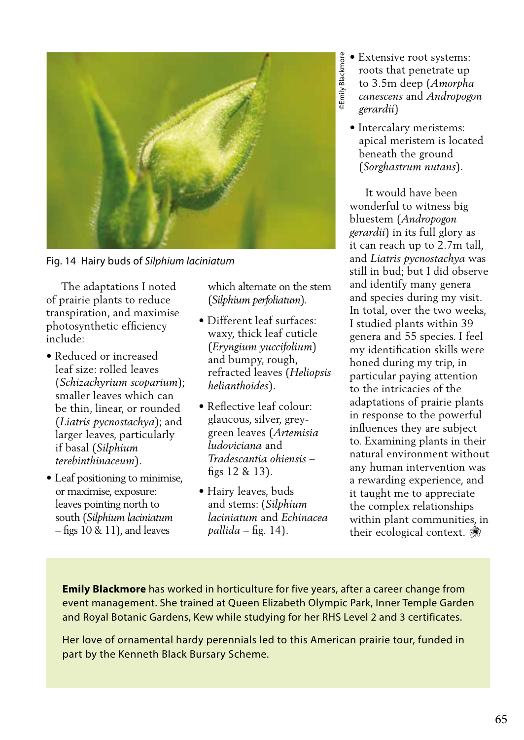Fig. 14 Hairy buds of *Silphium laciniatum*

The adaptations I noted of prairie plants to reduce transpiration, and maximise photosynthetic efficiency include:

- Reduced or increased leaf size: rolled leaves (*Schizachyrium scoparium*); smaller leaves which can be thin, linear, or rounded (*Liatris pycnostachya*); and larger leaves, particularly if basal (*Silphium terebinthinaceum*).
- Leaf positioning to minimise, or maximise, exposure: leaves pointing north to south (*Silphium laciniatum* – figs 10 & 11), and leaves which alternate on the stem (*Silphium perfoliatum*).
- Different leaf surfaces: waxy, thick leaf cuticle (*Eryngium yuccifolium*) and bumpy, rough, refracted leaves (*Heliopsis helianthoides*).
- Reflective leaf colour: glaucous, silver, grey-green leaves (*Artemisia ludoviciana* and *Tradescantia ohiensis* – figs 12 & 13).
- Hairy leaves, buds and stems: (*Silphium laciniatum* and *Echinacea pallida* – fig. 14).
- Extensive root systems: roots that penetrate up to 3.5m deep (*Amorpha canescens* and *Andropogon gerardii*)
- Intercalary meristems: apical meristem is located beneath the ground (*Sorghastrum nutans*).

It would have been wonderful to witness big bluestem (*Andropogon gerardii*) in its full glory as it can reach up to 2.7m tall, and *Liatris pycnostachya* was still in bud; but I did observe and identify many genera and species during my visit. In total, over the two weeks, I studied plants within 39 genera and 55 species. I feel my identification skills were honed during my trip, in particular paying attention to the intricacies of the adaptations of prairie plants in response to the powerful influences they are subject to. Examining plants in their natural environment without any human intervention was a rewarding experience, and it taught me to appreciate the complex relationships within plant communities, in their ecological context.

**Emily Blackmore** has worked in horticulture for five years, after a career change from event management. She trained at Queen Elizabeth Olympic Park, Inner Temple Garden and Royal Botanic Gardens, Kew while studying for her RHS Level 2 and 3 certificates.

Her love of ornamental hardy perennials led to this American prairie tour, funded in part by the Kenneth Black Bursary Scheme.